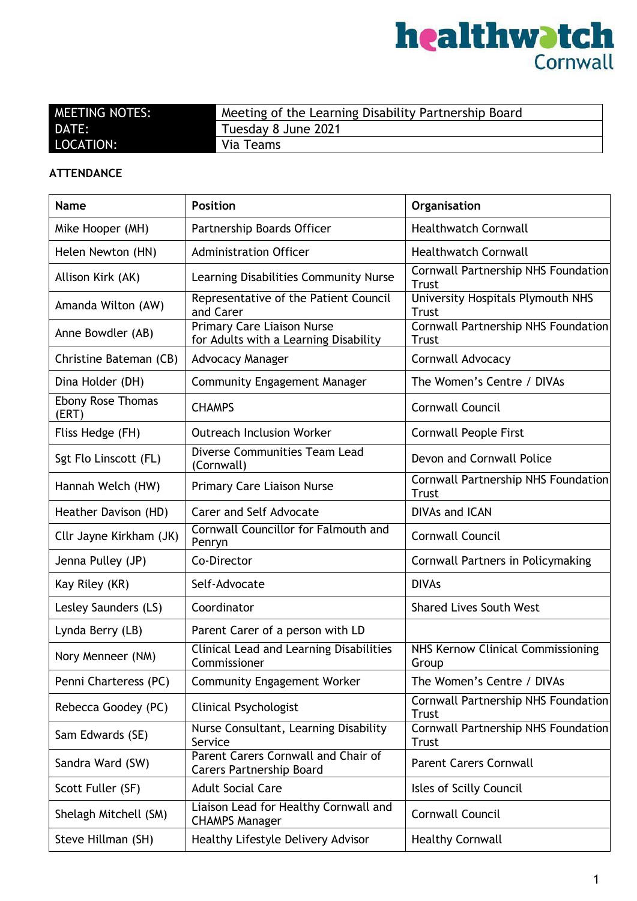healthwatch Cornwall

| MEETING NOTES: | Meeting of the Learning Disability Partnership Board |
|---|---|
| DATE: | Tuesday 8 June 2021 |
| LOCATION: | Via Teams |

**ATTENDANCE**

| Name | Position | Organisation |
|---|---|---|
| Mike Hooper (MH) | Partnership Boards Officer | Healthwatch Cornwall |
| Helen Newton (HN) | Administration Officer | Healthwatch Cornwall |
| Allison Kirk (AK) | Learning Disabilities Community Nurse | Cornwall Partnership NHS Foundation Trust |
| Amanda Wilton (AW) | Representative of the Patient Council and Carer | University Hospitals Plymouth NHS Trust |
| Anne Bowdler (AB) | Primary Care Liaison Nurse for Adults with a Learning Disability | Cornwall Partnership NHS Foundation Trust |
| Christine Bateman (CB) | Advocacy Manager | Cornwall Advocacy |
| Dina Holder (DH) | Community Engagement Manager | The Women's Centre / DIVAs |
| Ebony Rose Thomas (ERT) | CHAMPS | Cornwall Council |
| Fliss Hedge (FH) | Outreach Inclusion Worker | Cornwall People First |
| Sgt Flo Linscott (FL) | Diverse Communities Team Lead (Cornwall) | Devon and Cornwall Police |
| Hannah Welch (HW) | Primary Care Liaison Nurse | Cornwall Partnership NHS Foundation Trust |
| Heather Davison (HD) | Carer and Self Advocate | DIVAs and ICAN |
| Cllr Jayne Kirkham (JK) | Cornwall Councillor for Falmouth and Penryn | Cornwall Council |
| Jenna Pulley (JP) | Co-Director | Cornwall Partners in Policymaking |
| Kay Riley (KR) | Self-Advocate | DIVAs |
| Lesley Saunders (LS) | Coordinator | Shared Lives South West |
| Lynda Berry (LB) | Parent Carer of a person with LD | |
| Nory Menneer (NM) | Clinical Lead and Learning Disabilities Commissioner | NHS Kernow Clinical Commissioning Group |
| Penni Charteress (PC) | Community Engagement Worker | The Women's Centre / DIVAs |
| Rebecca Goodey (PC) | Clinical Psychologist | Cornwall Partnership NHS Foundation Trust |
| Sam Edwards (SE) | Nurse Consultant, Learning Disability Service | Cornwall Partnership NHS Foundation Trust |
| Sandra Ward (SW) | Parent Carers Cornwall and Chair of Carers Partnership Board | Parent Carers Cornwall |
| Scott Fuller (SF) | Adult Social Care | Isles of Scilly Council |
| Shelagh Mitchell (SM) | Liaison Lead for Healthy Cornwall and CHAMPS Manager | Cornwall Council |
| Steve Hillman (SH) | Healthy Lifestyle Delivery Advisor | Healthy Cornwall |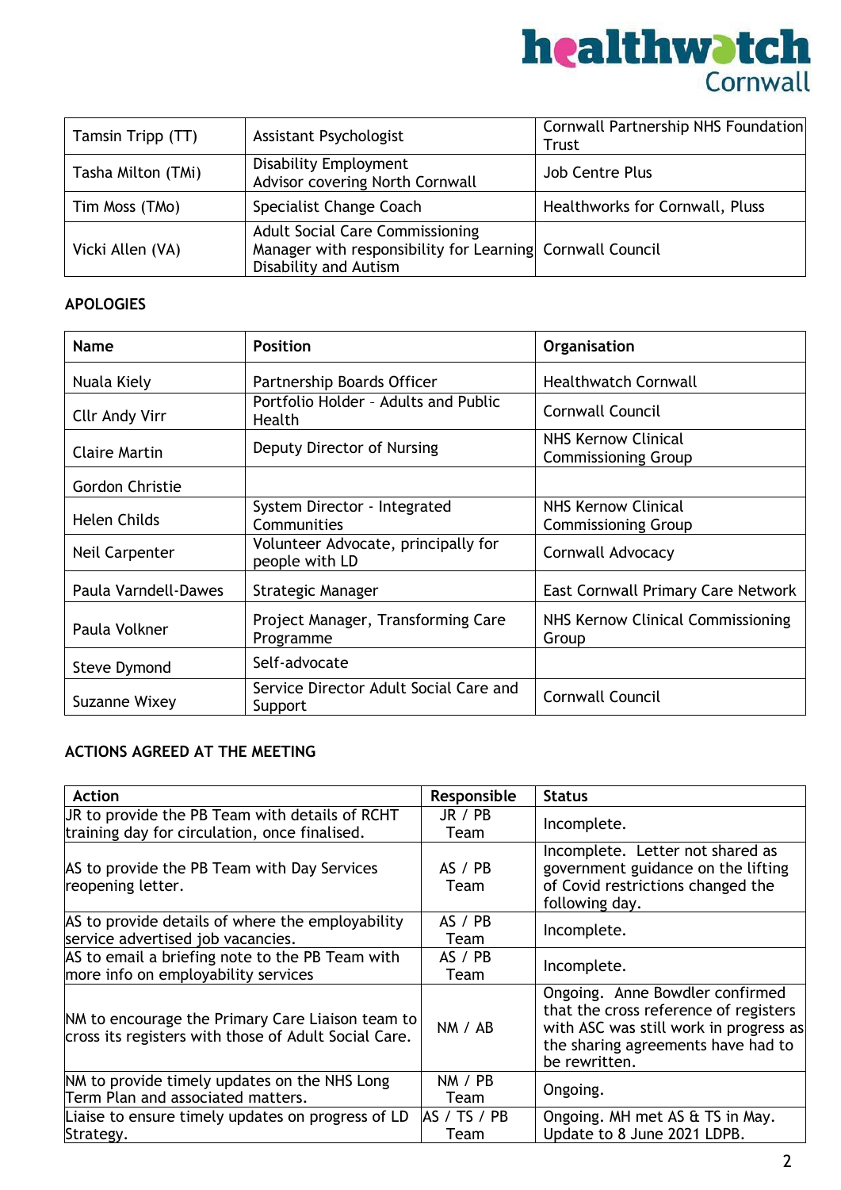| | | |
|---|---|---|
| Tamsin Tripp (TT) | Assistant Psychologist | Cornwall Partnership NHS Foundation Trust |
| Tasha Milton (TMi) | Disability Employment Advisor covering North Cornwall | Job Centre Plus |
| Tim Moss (TMo) | Specialist Change Coach | Healthworks for Cornwall, Pluss |
| Vicki Allen (VA) | Adult Social Care Commissioning Manager with responsibility for Learning Disability and Autism | Cornwall Council |

**APOLOGIES**

| Name | Position | Organisation |
|---|---|---|
| Nuala Kiely | Partnership Boards Officer | Healthwatch Cornwall |
| Cllr Andy Virr | Portfolio Holder – Adults and Public Health | Cornwall Council |
| Claire Martin | Deputy Director of Nursing | NHS Kernow Clinical Commissioning Group |
| Gordon Christie | | |
| Helen Childs | System Director - Integrated Communities | NHS Kernow Clinical Commissioning Group |
| Neil Carpenter | Volunteer Advocate, principally for people with LD | Cornwall Advocacy |
| Paula Varndell-Dawes | Strategic Manager | East Cornwall Primary Care Network |
| Paula Volkner | Project Manager, Transforming Care Programme | NHS Kernow Clinical Commissioning Group |
| Steve Dymond | Self-advocate | |
| Suzanne Wixey | Service Director Adult Social Care and Support | Cornwall Council |

**ACTIONS AGREED AT THE MEETING**

| Action | Responsible | Status |
|---|---|---|
| JR to provide the PB Team with details of RCHT training day for circulation, once finalised. | JR / PB Team | Incomplete. |
| AS to provide the PB Team with Day Services reopening letter. | AS / PB Team | Incomplete. Letter not shared as government guidance on the lifting of Covid restrictions changed the following day. |
| AS to provide details of where the employability service advertised job vacancies. | AS / PB Team | Incomplete. |
| AS to email a briefing note to the PB Team with more info on employability services | AS / PB Team | Incomplete. |
| NM to encourage the Primary Care Liaison team to cross its registers with those of Adult Social Care. | NM / AB | Ongoing. Anne Bowdler confirmed that the cross reference of registers with ASC was still work in progress as the sharing agreements have had to be rewritten. |
| NM to provide timely updates on the NHS Long Term Plan and associated matters. | NM / PB Team | Ongoing. |
| Liaise to ensure timely updates on progress of LD Strategy. | AS / TS / PB Team | Ongoing. MH met AS & TS in May. Update to 8 June 2021 LDPB. |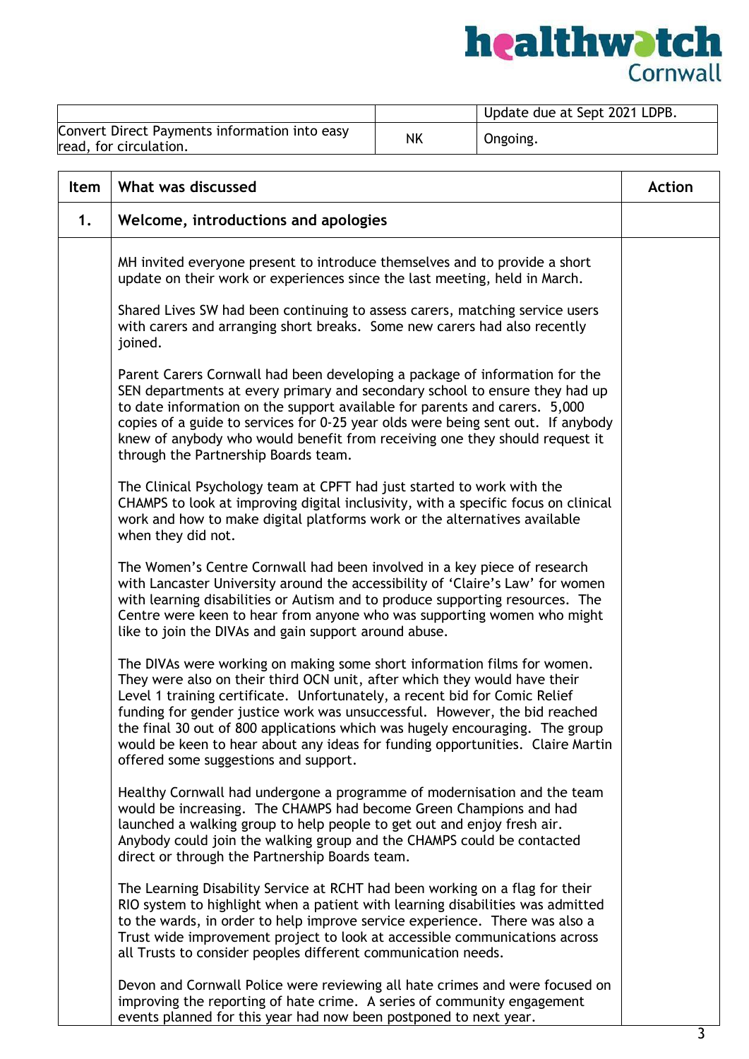|  |  | Update due at Sept 2021 LDPB. |
| --- | --- | --- |
| Convert Direct Payments information into easy read, for circulation. | NK | Ongoing. |

| Item | What was discussed | Action |
| --- | --- | --- |
| **1.** | **Welcome, introductions and apologies** | |
| | MH invited everyone present to introduce themselves and to provide a short update on their work or experiences since the last meeting, held in March.<br><br>Shared Lives SW had been continuing to assess carers, matching service users with carers and arranging short breaks. Some new carers had also recently joined.<br><br>Parent Carers Cornwall had been developing a package of information for the SEN departments at every primary and secondary school to ensure they had up to date information on the support available for parents and carers. 5,000 copies of a guide to services for 0-25 year olds were being sent out. If anybody knew of anybody who would benefit from receiving one they should request it through the Partnership Boards team.<br><br>The Clinical Psychology team at CPFT had just started to work with the CHAMPS to look at improving digital inclusivity, with a specific focus on clinical work and how to make digital platforms work or the alternatives available when they did not.<br><br>The Women's Centre Cornwall had been involved in a key piece of research with Lancaster University around the accessibility of 'Claire's Law' for women with learning disabilities or Autism and to produce supporting resources. The Centre were keen to hear from anyone who was supporting women who might like to join the DIVAs and gain support around abuse.<br><br>The DIVAs were working on making some short information films for women. They were also on their third OCN unit, after which they would have their Level 1 training certificate. Unfortunately, a recent bid for Comic Relief funding for gender justice work was unsuccessful. However, the bid reached the final 30 out of 800 applications which was hugely encouraging. The group would be keen to hear about any ideas for funding opportunities. Claire Martin offered some suggestions and support.<br><br>Healthy Cornwall had undergone a programme of modernisation and the team would be increasing. The CHAMPS had become Green Champions and had launched a walking group to help people to get out and enjoy fresh air. Anybody could join the walking group and the CHAMPS could be contacted direct or through the Partnership Boards team.<br><br>The Learning Disability Service at RCHT had been working on a flag for their RIO system to highlight when a patient with learning disabilities was admitted to the wards, in order to help improve service experience. There was also a Trust wide improvement project to look at accessible communications across all Trusts to consider peoples different communication needs.<br><br>Devon and Cornwall Police were reviewing all hate crimes and were focused on improving the reporting of hate crime. A series of community engagement events planned for this year had now been postponed to next year. | |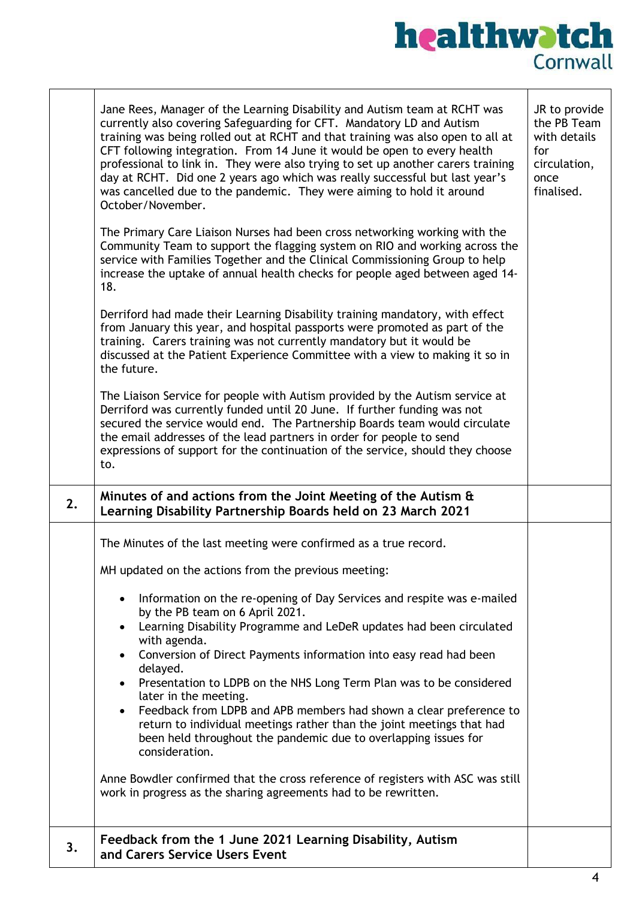| | | |
|---|---|---|
| | Jane Rees, Manager of the Learning Disability and Autism team at RCHT was currently also covering Safeguarding for CFT. Mandatory LD and Autism training was being rolled out at RCHT and that training was also open to all at CFT following integration. From 14 June it would be open to every health professional to link in. They were also trying to set up another carers training day at RCHT. Did one 2 years ago which was really successful but last year's was cancelled due to the pandemic. They were aiming to hold it around October/November.<br><br>The Primary Care Liaison Nurses had been cross networking working with the Community Team to support the flagging system on RIO and working across the service with Families Together and the Clinical Commissioning Group to help increase the uptake of annual health checks for people aged between aged 14-18.<br><br>Derriford had made their Learning Disability training mandatory, with effect from January this year, and hospital passports were promoted as part of the training. Carers training was not currently mandatory but it would be discussed at the Patient Experience Committee with a view to making it so in the future.<br><br>The Liaison Service for people with Autism provided by the Autism service at Derriford was currently funded until 20 June. If further funding was not secured the service would end. The Partnership Boards team would circulate the email addresses of the lead partners in order for people to send expressions of support for the continuation of the service, should they choose to. | JR to provide the PB Team with details for circulation, once finalised. |
| **2.** | **Minutes of and actions from the Joint Meeting of the Autism & Learning Disability Partnership Boards held on 23 March 2021** | |
| | The Minutes of the last meeting were confirmed as a true record.<br><br>MH updated on the actions from the previous meeting:<br><br>• Information on the re-opening of Day Services and respite was e-mailed by the PB team on 6 April 2021.<br>• Learning Disability Programme and LeDeR updates had been circulated with agenda.<br>• Conversion of Direct Payments information into easy read had been delayed.<br>• Presentation to LDPB on the NHS Long Term Plan was to be considered later in the meeting.<br>• Feedback from LDPB and APB members had shown a clear preference to return to individual meetings rather than the joint meetings that had been held throughout the pandemic due to overlapping issues for consideration.<br><br>Anne Bowdler confirmed that the cross reference of registers with ASC was still work in progress as the sharing agreements had to be rewritten. | |
| **3.** | **Feedback from the 1 June 2021 Learning Disability, Autism and Carers Service Users Event** | |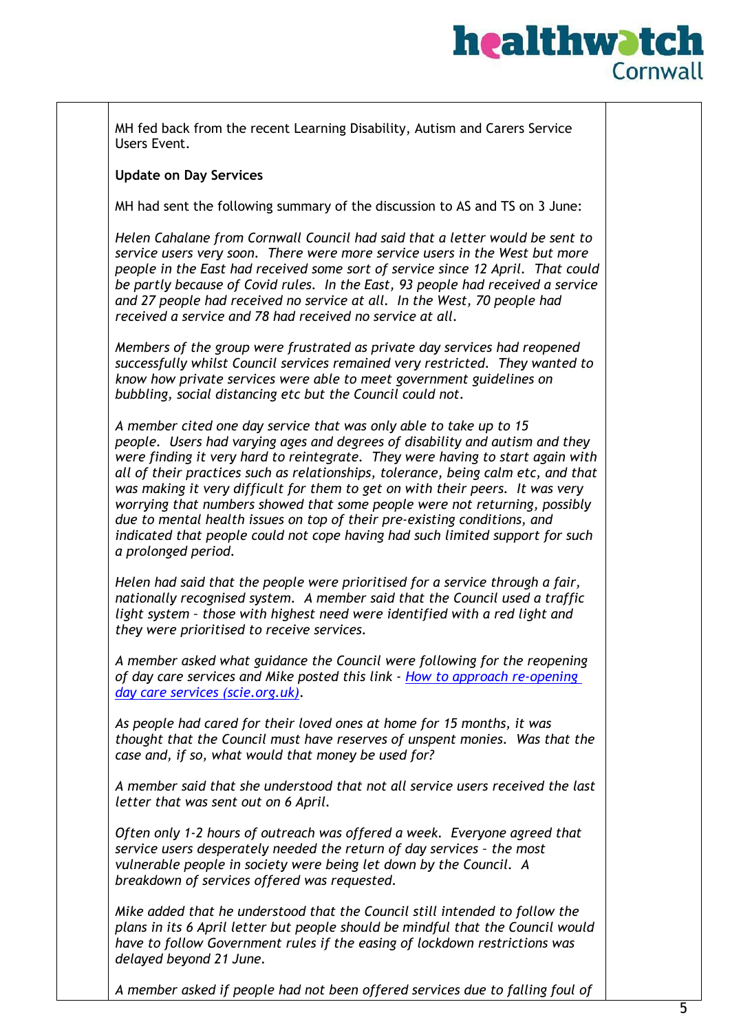MH fed back from the recent Learning Disability, Autism and Carers Service Users Event.

**Update on Day Services**

MH had sent the following summary of the discussion to AS and TS on 3 June:

*Helen Cahalane from Cornwall Council had said that a letter would be sent to service users very soon. There were more service users in the West but more people in the East had received some sort of service since 12 April. That could be partly because of Covid rules. In the East, 93 people had received a service and 27 people had received no service at all. In the West, 70 people had received a service and 78 had received no service at all.*

*Members of the group were frustrated as private day services had reopened successfully whilst Council services remained very restricted. They wanted to know how private services were able to meet government guidelines on bubbling, social distancing etc but the Council could not.*

*A member cited one day service that was only able to take up to 15 people. Users had varying ages and degrees of disability and autism and they were finding it very hard to reintegrate. They were having to start again with all of their practices such as relationships, tolerance, being calm etc, and that was making it very difficult for them to get on with their peers. It was very worrying that numbers showed that some people were not returning, possibly due to mental health issues on top of their pre-existing conditions, and indicated that people could not cope having had such limited support for such a prolonged period.*

*Helen had said that the people were prioritised for a service through a fair, nationally recognised system. A member said that the Council used a traffic light system – those with highest need were identified with a red light and they were prioritised to receive services.*

*A member asked what guidance the Council were following for the reopening of day care services and Mike posted this link - [How to approach re-opening day care services (scie.org.uk)](#).*

*As people had cared for their loved ones at home for 15 months, it was thought that the Council must have reserves of unspent monies. Was that the case and, if so, what would that money be used for?*

*A member said that she understood that not all service users received the last letter that was sent out on 6 April.*

*Often only 1-2 hours of outreach was offered a week. Everyone agreed that service users desperately needed the return of day services – the most vulnerable people in society were being let down by the Council. A breakdown of services offered was requested.*

*Mike added that he understood that the Council still intended to follow the plans in its 6 April letter but people should be mindful that the Council would have to follow Government rules if the easing of lockdown restrictions was delayed beyond 21 June.*

*A member asked if people had not been offered services due to falling foul of*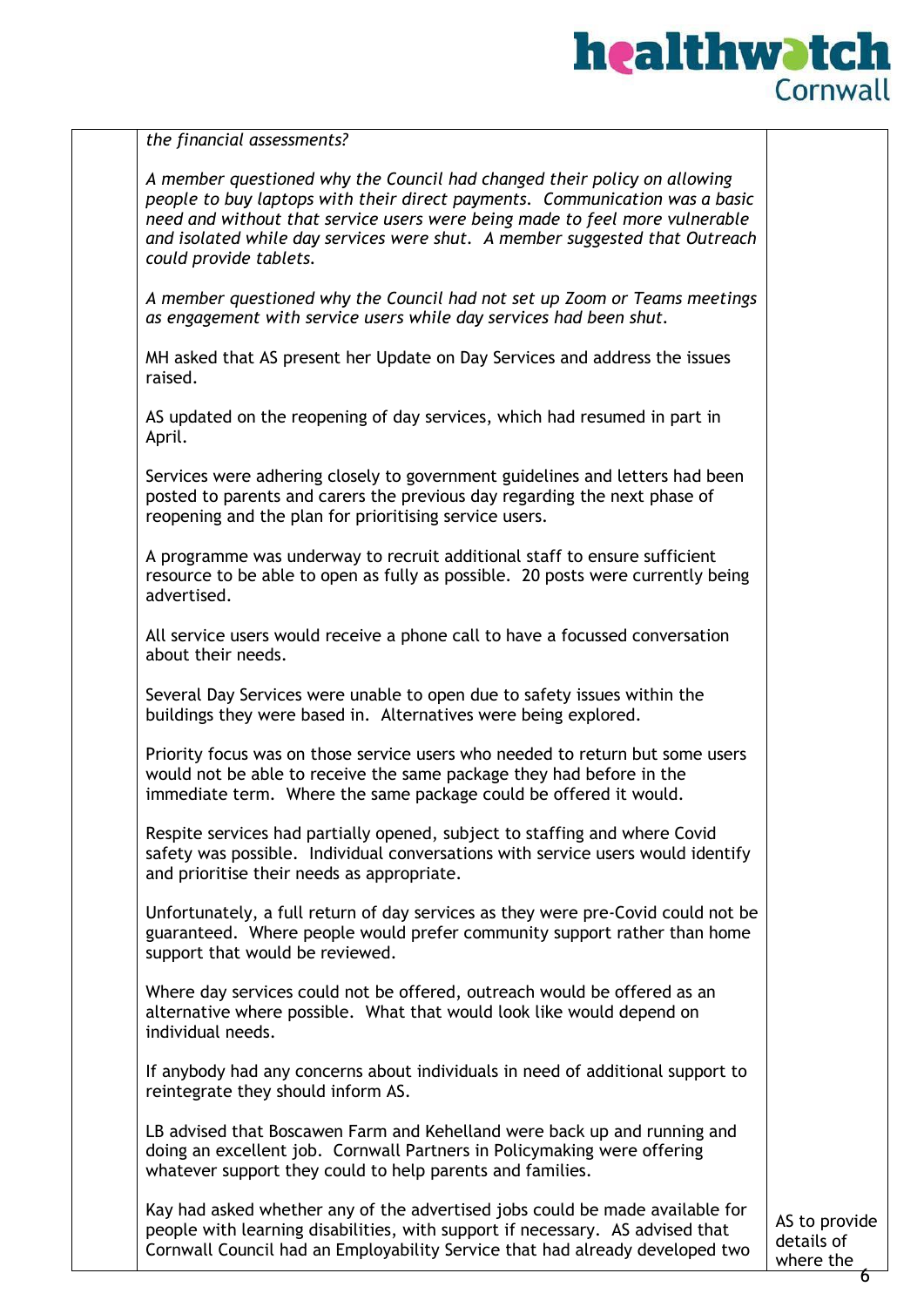| | | |
|---|---|---|
| | *the financial assessments?*<br><br>*A member questioned why the Council had changed their policy on allowing people to buy laptops with their direct payments. Communication was a basic need and without that service users were being made to feel more vulnerable and isolated while day services were shut. A member suggested that Outreach could provide tablets.*<br><br>*A member questioned why the Council had not set up Zoom or Teams meetings as engagement with service users while day services had been shut.*<br><br>MH asked that AS present her Update on Day Services and address the issues raised.<br><br>AS updated on the reopening of day services, which had resumed in part in April.<br><br>Services were adhering closely to government guidelines and letters had been posted to parents and carers the previous day regarding the next phase of reopening and the plan for prioritising service users.<br><br>A programme was underway to recruit additional staff to ensure sufficient resource to be able to open as fully as possible. 20 posts were currently being advertised.<br><br>All service users would receive a phone call to have a focussed conversation about their needs.<br><br>Several Day Services were unable to open due to safety issues within the buildings they were based in. Alternatives were being explored.<br><br>Priority focus was on those service users who needed to return but some users would not be able to receive the same package they had before in the immediate term. Where the same package could be offered it would.<br><br>Respite services had partially opened, subject to staffing and where Covid safety was possible. Individual conversations with service users would identify and prioritise their needs as appropriate.<br><br>Unfortunately, a full return of day services as they were pre-Covid could not be guaranteed. Where people would prefer community support rather than home support that would be reviewed.<br><br>Where day services could not be offered, outreach would be offered as an alternative where possible. What that would look like would depend on individual needs.<br><br>If anybody had any concerns about individuals in need of additional support to reintegrate they should inform AS.<br><br>LB advised that Boscawen Farm and Kehelland were back up and running and doing an excellent job. Cornwall Partners in Policymaking were offering whatever support they could to help parents and families.<br><br>Kay had asked whether any of the advertised jobs could be made available for people with learning disabilities, with support if necessary. AS advised that Cornwall Council had an Employability Service that had already developed two | AS to provide details of where the |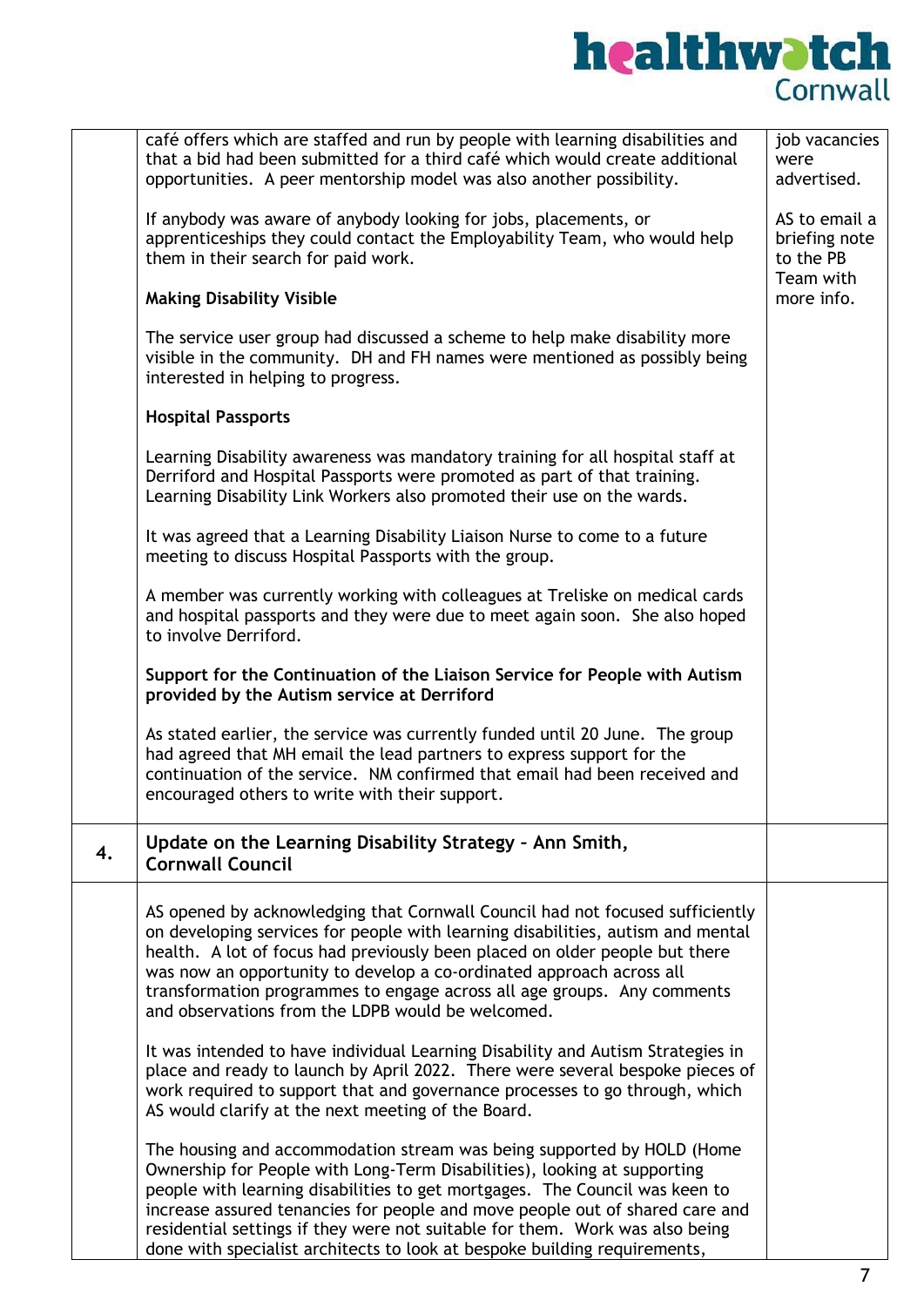| | | |
|---|---|---|
| | café offers which are staffed and run by people with learning disabilities and that a bid had been submitted for a third café which would create additional opportunities. A peer mentorship model was also another possibility.<br><br>If anybody was aware of anybody looking for jobs, placements, or apprenticeships they could contact the Employability Team, who would help them in their search for paid work.<br><br>**Making Disability Visible**<br><br>The service user group had discussed a scheme to help make disability more visible in the community. DH and FH names were mentioned as possibly being interested in helping to progress.<br><br>**Hospital Passports**<br><br>Learning Disability awareness was mandatory training for all hospital staff at Derriford and Hospital Passports were promoted as part of that training. Learning Disability Link Workers also promoted their use on the wards.<br><br>It was agreed that a Learning Disability Liaison Nurse to come to a future meeting to discuss Hospital Passports with the group.<br><br>A member was currently working with colleagues at Treliske on medical cards and hospital passports and they were due to meet again soon. She also hoped to involve Derriford.<br><br>**Support for the Continuation of the Liaison Service for People with Autism provided by the Autism service at Derriford**<br><br>As stated earlier, the service was currently funded until 20 June. The group had agreed that MH email the lead partners to express support for the continuation of the service. NM confirmed that email had been received and encouraged others to write with their support. | job vacancies were advertised.<br><br>AS to email a briefing note to the PB Team with more info. |
| **4.** | **Update on the Learning Disability Strategy – Ann Smith, Cornwall Council** | |
| | AS opened by acknowledging that Cornwall Council had not focused sufficiently on developing services for people with learning disabilities, autism and mental health. A lot of focus had previously been placed on older people but there was now an opportunity to develop a co-ordinated approach across all transformation programmes to engage across all age groups. Any comments and observations from the LDPB would be welcomed.<br><br>It was intended to have individual Learning Disability and Autism Strategies in place and ready to launch by April 2022. There were several bespoke pieces of work required to support that and governance processes to go through, which AS would clarify at the next meeting of the Board.<br><br>The housing and accommodation stream was being supported by HOLD (Home Ownership for People with Long-Term Disabilities), looking at supporting people with learning disabilities to get mortgages. The Council was keen to increase assured tenancies for people and move people out of shared care and residential settings if they were not suitable for them. Work was also being done with specialist architects to look at bespoke building requirements, | |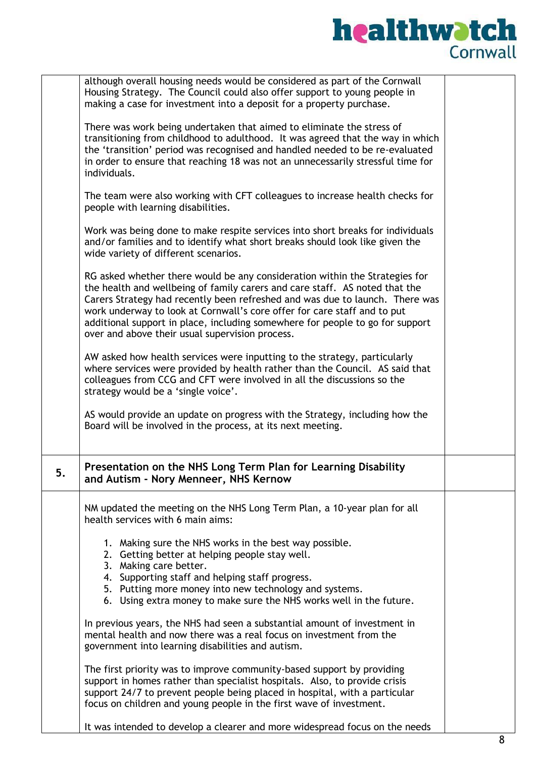although overall housing needs would be considered as part of the Cornwall Housing Strategy. The Council could also offer support to young people in making a case for investment into a deposit for a property purchase.

There was work being undertaken that aimed to eliminate the stress of transitioning from childhood to adulthood. It was agreed that the way in which the 'transition' period was recognised and handled needed to be re-evaluated in order to ensure that reaching 18 was not an unnecessarily stressful time for individuals.

The team were also working with CFT colleagues to increase health checks for people with learning disabilities.

Work was being done to make respite services into short breaks for individuals and/or families and to identify what short breaks should look like given the wide variety of different scenarios.

RG asked whether there would be any consideration within the Strategies for the health and wellbeing of family carers and care staff. AS noted that the Carers Strategy had recently been refreshed and was due to launch. There was work underway to look at Cornwall's core offer for care staff and to put additional support in place, including somewhere for people to go for support over and above their usual supervision process.

AW asked how health services were inputting to the strategy, particularly where services were provided by health rather than the Council. AS said that colleagues from CCG and CFT were involved in all the discussions so the strategy would be a 'single voice'.

AS would provide an update on progress with the Strategy, including how the Board will be involved in the process, at its next meeting.

## 5. Presentation on the NHS Long Term Plan for Learning Disability and Autism - Nory Menneer, NHS Kernow

NM updated the meeting on the NHS Long Term Plan, a 10-year plan for all health services with 6 main aims:

1. Making sure the NHS works in the best way possible.
2. Getting better at helping people stay well.
3. Making care better.
4. Supporting staff and helping staff progress.
5. Putting more money into new technology and systems.
6. Using extra money to make sure the NHS works well in the future.

In previous years, the NHS had seen a substantial amount of investment in mental health and now there was a real focus on investment from the government into learning disabilities and autism.

The first priority was to improve community-based support by providing support in homes rather than specialist hospitals. Also, to provide crisis support 24/7 to prevent people being placed in hospital, with a particular focus on children and young people in the first wave of investment.

It was intended to develop a clearer and more widespread focus on the needs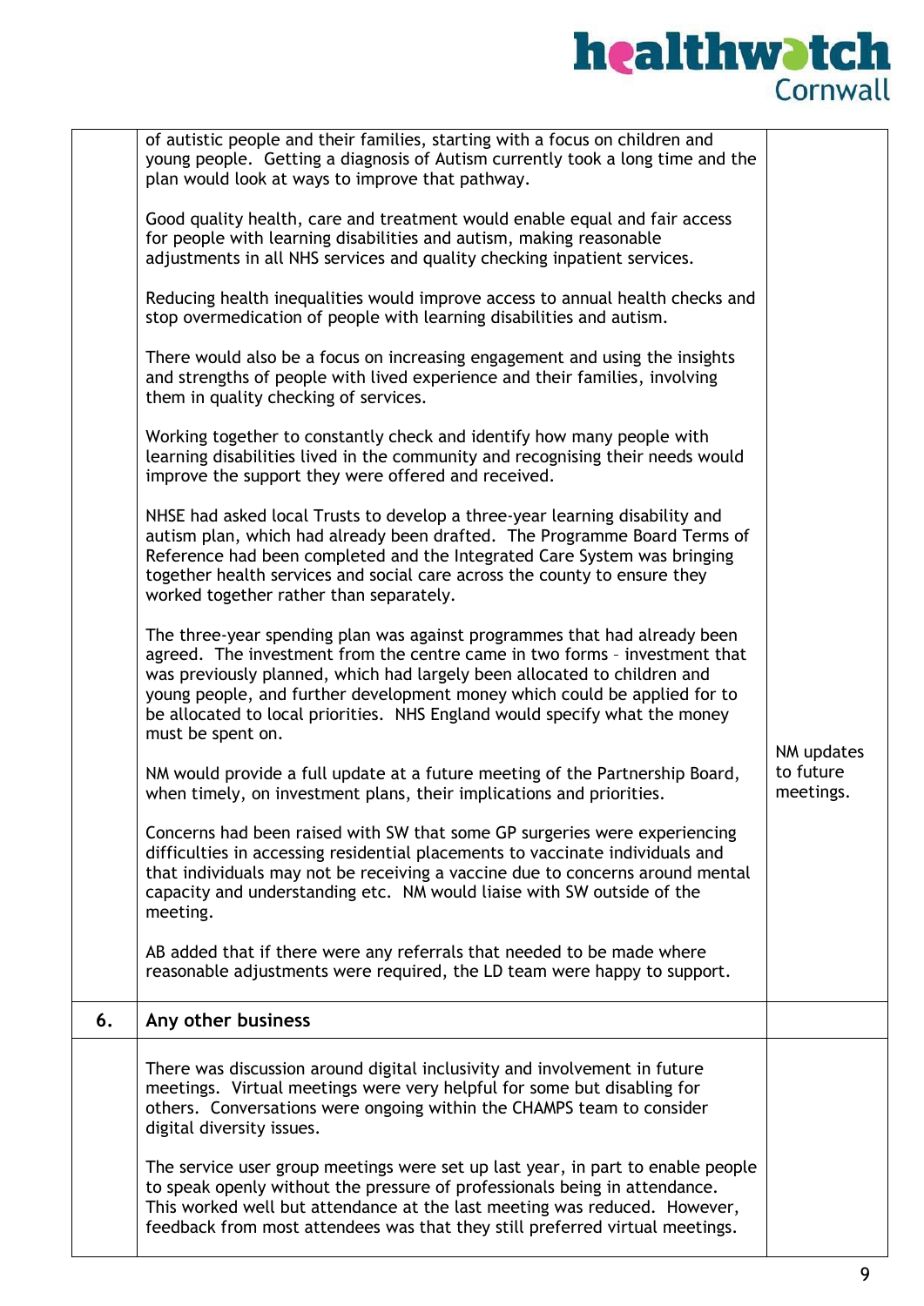| | | |
|---|---|---|
| | of autistic people and their families, starting with a focus on children and young people. Getting a diagnosis of Autism currently took a long time and the plan would look at ways to improve that pathway.<br><br>Good quality health, care and treatment would enable equal and fair access for people with learning disabilities and autism, making reasonable adjustments in all NHS services and quality checking inpatient services.<br><br>Reducing health inequalities would improve access to annual health checks and stop overmedication of people with learning disabilities and autism.<br><br>There would also be a focus on increasing engagement and using the insights and strengths of people with lived experience and their families, involving them in quality checking of services.<br><br>Working together to constantly check and identify how many people with learning disabilities lived in the community and recognising their needs would improve the support they were offered and received.<br><br>NHSE had asked local Trusts to develop a three-year learning disability and autism plan, which had already been drafted. The Programme Board Terms of Reference had been completed and the Integrated Care System was bringing together health services and social care across the county to ensure they worked together rather than separately.<br><br>The three-year spending plan was against programmes that had already been agreed. The investment from the centre came in two forms – investment that was previously planned, which had largely been allocated to children and young people, and further development money which could be applied for to be allocated to local priorities. NHS England would specify what the money must be spent on.<br><br>NM would provide a full update at a future meeting of the Partnership Board, when timely, on investment plans, their implications and priorities.<br><br>Concerns had been raised with SW that some GP surgeries were experiencing difficulties in accessing residential placements to vaccinate individuals and that individuals may not be receiving a vaccine due to concerns around mental capacity and understanding etc. NM would liaise with SW outside of the meeting.<br><br>AB added that if there were any referrals that needed to be made where reasonable adjustments were required, the LD team were happy to support. | NM updates to future meetings. |
| **6.** | **Any other business** | |
| | There was discussion around digital inclusivity and involvement in future meetings. Virtual meetings were very helpful for some but disabling for others. Conversations were ongoing within the CHAMPS team to consider digital diversity issues.<br><br>The service user group meetings were set up last year, in part to enable people to speak openly without the pressure of professionals being in attendance. This worked well but attendance at the last meeting was reduced. However, feedback from most attendees was that they still preferred virtual meetings. | |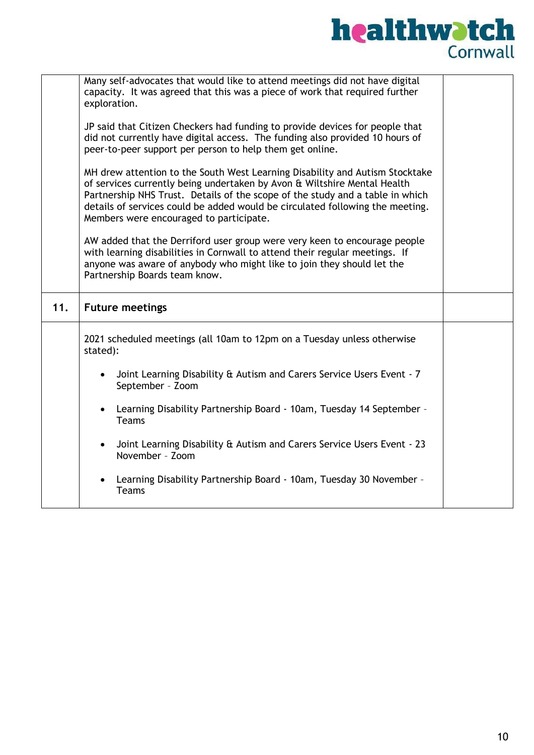| | | |
|---|---|---|
| | Many self-advocates that would like to attend meetings did not have digital capacity. It was agreed that this was a piece of work that required further exploration.<br><br>JP said that Citizen Checkers had funding to provide devices for people that did not currently have digital access. The funding also provided 10 hours of peer-to-peer support per person to help them get online.<br><br>MH drew attention to the South West Learning Disability and Autism Stocktake of services currently being undertaken by Avon & Wiltshire Mental Health Partnership NHS Trust. Details of the scope of the study and a table in which details of services could be added would be circulated following the meeting. Members were encouraged to participate.<br><br>AW added that the Derriford user group were very keen to encourage people with learning disabilities in Cornwall to attend their regular meetings. If anyone was aware of anybody who might like to join they should let the Partnership Boards team know. | |
| **11.** | **Future meetings** | |
| | 2021 scheduled meetings (all 10am to 12pm on a Tuesday unless otherwise stated):<br><br>• Joint Learning Disability & Autism and Carers Service Users Event - 7 September – Zoom<br><br>• Learning Disability Partnership Board - 10am, Tuesday 14 September – Teams<br><br>• Joint Learning Disability & Autism and Carers Service Users Event - 23 November – Zoom<br><br>• Learning Disability Partnership Board - 10am, Tuesday 30 November – Teams | |